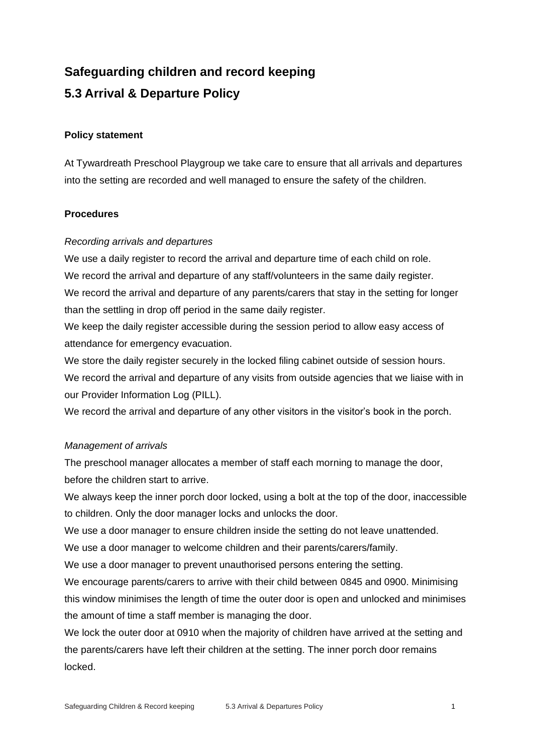## Safeguarding children and record keeping

## 5.3 Arrival & Departure Policy

**Policy statement**

At Tywardreath Preschool Playgroup we take care to ensure that all arrivals and departures into the setting are recorded and well managed to ensure the safety of the children.

**Procedures**

*Recording arrivals and departures*

We use a daily register to record the arrival and departure time of each child on role.

We record the arrival and departure of any staff/volunteers in the same daily register.

We record the arrival and departure of any parents/carers that stay in the setting for longer than the settling in drop off period in the same daily register.

We keep the daily register accessible during the session period to allow easy access of attendance for emergency evacuation.

We store the daily register securely in the locked filing cabinet outside of session hours.

We record the arrival and departure of any visits from outside agencies that we liaise with in our Provider Information Log (PILL).

We record the arrival and departure of any other visitors in the visitor's book in the porch.

*Management of arrivals*

The preschool manager allocates a member of staff each morning to manage the door, before the children start to arrive.

We always keep the inner porch door locked, using a bolt at the top of the door, inaccessible to children. Only the door manager locks and unlocks the door.

We use a door manager to ensure children inside the setting do not leave unattended.

We use a door manager to welcome children and their parents/carers/family.

We use a door manager to prevent unauthorised persons entering the setting.

We encourage parents/carers to arrive with their child between 0845 and 0900. Minimising this window minimises the length of time the outer door is open and unlocked and minimises the amount of time a staff member is managing the door.

We lock the outer door at 0910 when the majority of children have arrived at the setting and the parents/carers have left their children at the setting. The inner porch door remains locked.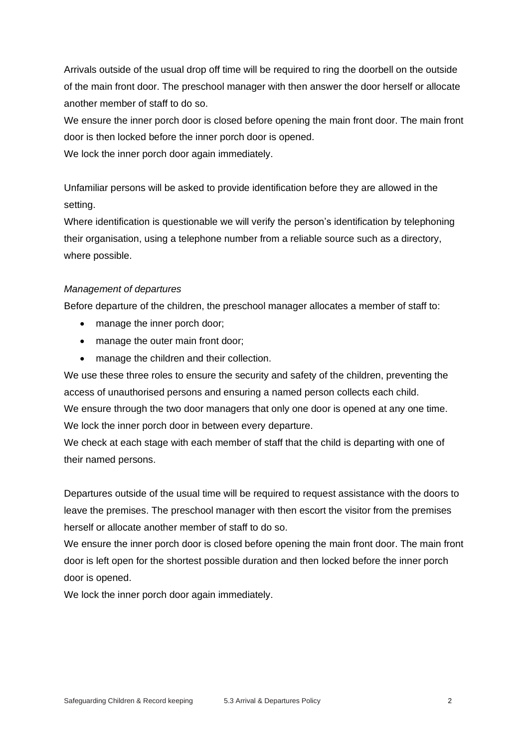Arrivals outside of the usual drop off time will be required to ring the doorbell on the outside of the main front door. The preschool manager with then answer the door herself or allocate another member of staff to do so.

We ensure the inner porch door is closed before opening the main front door. The main front door is then locked before the inner porch door is opened.

We lock the inner porch door again immediately.

Unfamiliar persons will be asked to provide identification before they are allowed in the setting.

Where identification is questionable we will verify the person's identification by telephoning their organisation, using a telephone number from a reliable source such as a directory, where possible.

*Management of departures*

Before departure of the children, the preschool manager allocates a member of staff to:

- manage the inner porch door;
- manage the outer main front door;
- manage the children and their collection.

We use these three roles to ensure the security and safety of the children, preventing the access of unauthorised persons and ensuring a named person collects each child.

We ensure through the two door managers that only one door is opened at any one time.

We lock the inner porch door in between every departure.

We check at each stage with each member of staff that the child is departing with one of their named persons.

Departures outside of the usual time will be required to request assistance with the doors to leave the premises. The preschool manager with then escort the visitor from the premises herself or allocate another member of staff to do so.

We ensure the inner porch door is closed before opening the main front door. The main front door is left open for the shortest possible duration and then locked before the inner porch door is opened.

We lock the inner porch door again immediately.